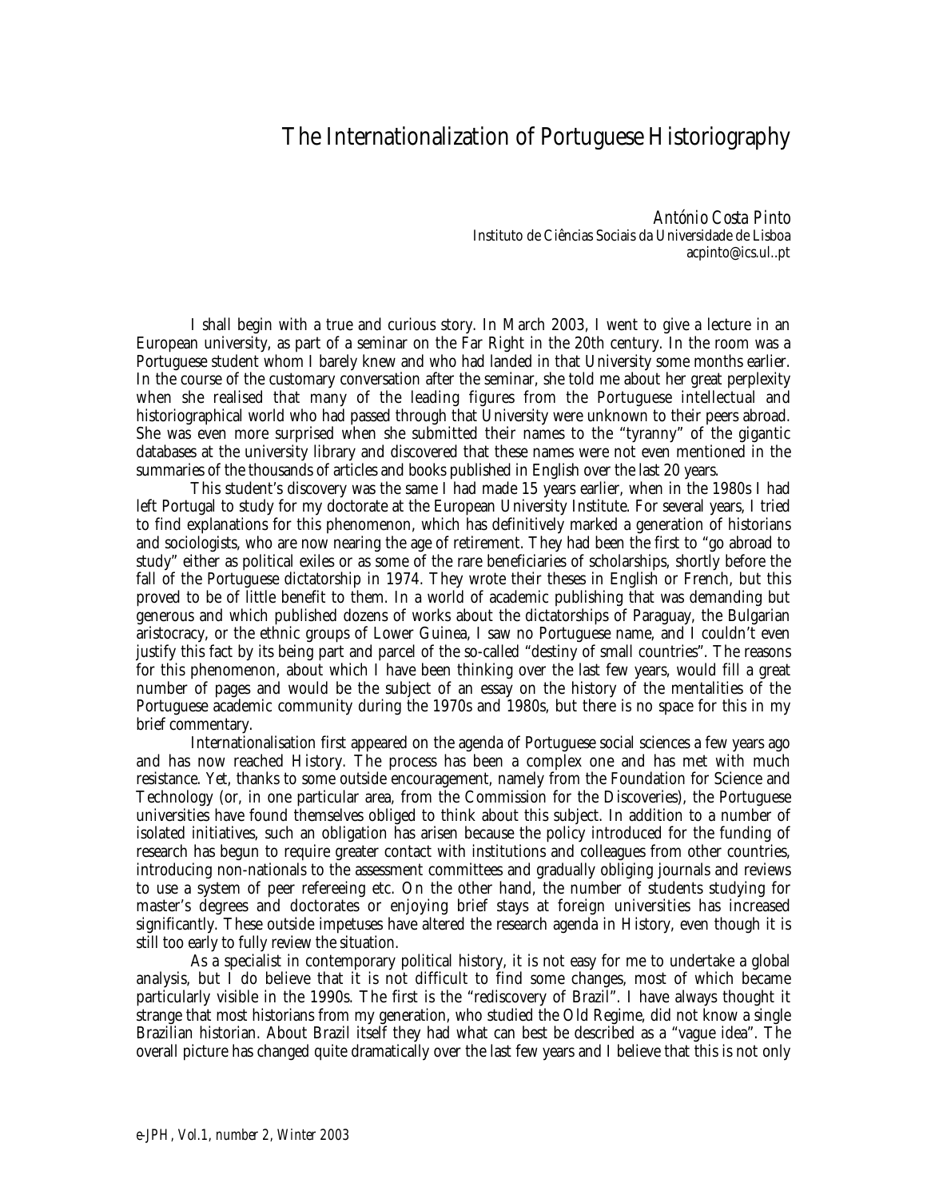# The Internationalization of Portuguese Historiography

*António Costa Pinto*
Instituto de Ciências Sociais da Universidade de Lisboa
acpinto@ics.ul..pt

I shall begin with a true and curious story. In March 2003, I went to give a lecture in an European university, as part of a seminar on the Far Right in the 20th century. In the room was a Portuguese student whom I barely knew and who had landed in that University some months earlier. In the course of the customary conversation after the seminar, she told me about her great perplexity when she realised that many of the leading figures from the Portuguese intellectual and historiographical world who had passed through that University were unknown to their peers abroad. She was even more surprised when she submitted their names to the "tyranny" of the gigantic databases at the university library and discovered that these names were not even mentioned in the summaries of the thousands of articles and books published in English over the last 20 years.

This student's discovery was the same I had made 15 years earlier, when in the 1980s I had left Portugal to study for my doctorate at the European University Institute. For several years, I tried to find explanations for this phenomenon, which has definitively marked a generation of historians and sociologists, who are now nearing the age of retirement. They had been the first to "go abroad to study" either as political exiles or as some of the rare beneficiaries of scholarships, shortly before the fall of the Portuguese dictatorship in 1974. They wrote their theses in English or French, but this proved to be of little benefit to them. In a world of academic publishing that was demanding but generous and which published dozens of works about the dictatorships of Paraguay, the Bulgarian aristocracy, or the ethnic groups of Lower Guinea, I saw no Portuguese name, and I couldn't even justify this fact by its being part and parcel of the so-called "destiny of small countries". The reasons for this phenomenon, about which I have been thinking over the last few years, would fill a great number of pages and would be the subject of an essay on the history of the mentalities of the Portuguese academic community during the 1970s and 1980s, but there is no space for this in my brief commentary.

Internationalisation first appeared on the agenda of Portuguese social sciences a few years ago and has now reached History. The process has been a complex one and has met with much resistance. Yet, thanks to some outside encouragement, namely from the Foundation for Science and Technology (or, in one particular area, from the Commission for the Discoveries), the Portuguese universities have found themselves obliged to think about this subject. In addition to a number of isolated initiatives, such an obligation has arisen because the policy introduced for the funding of research has begun to require greater contact with institutions and colleagues from other countries, introducing non-nationals to the assessment committees and gradually obliging journals and reviews to use a system of peer refereeing etc. On the other hand, the number of students studying for master's degrees and doctorates or enjoying brief stays at foreign universities has increased significantly. These outside impetuses have altered the research agenda in History, even though it is still too early to fully review the situation.

As a specialist in contemporary political history, it is not easy for me to undertake a global analysis, but I do believe that it is not difficult to find some changes, most of which became particularly visible in the 1990s. The first is the "rediscovery of Brazil". I have always thought it strange that most historians from my generation, who studied the Old Regime, did not know a single Brazilian historian. About Brazil itself they had what can best be described as a "vague idea". The overall picture has changed quite dramatically over the last few years and I believe that this is not only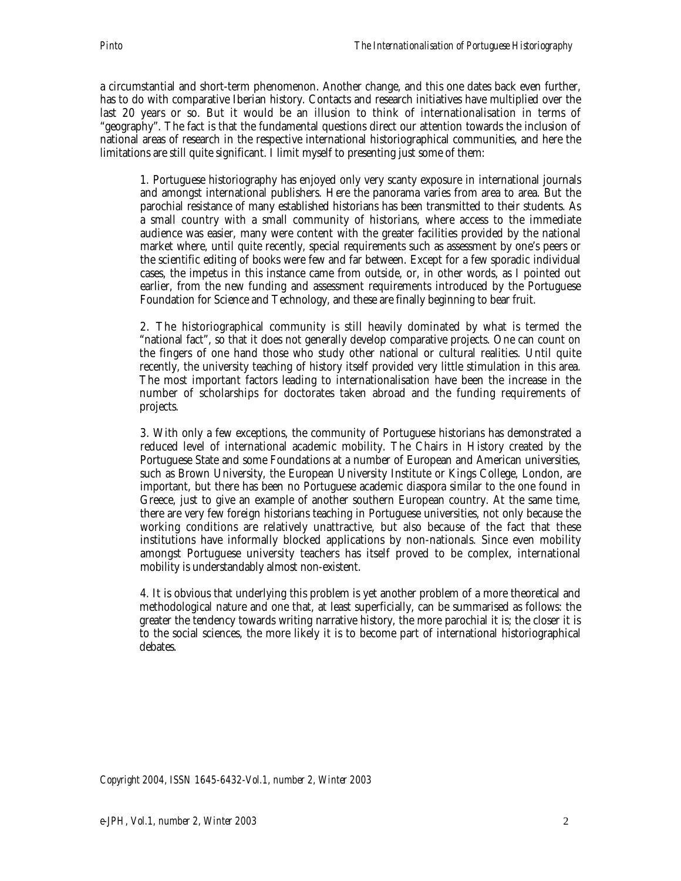a circumstantial and short-term phenomenon. Another change, and this one dates back even further, has to do with comparative Iberian history. Contacts and research initiatives have multiplied over the last 20 years or so. But it would be an illusion to think of internationalisation in terms of "geography". The fact is that the fundamental questions direct our attention towards the inclusion of national areas of research in the respective international historiographical communities, and here the limitations are still quite significant. I limit myself to presenting just some of them:

> 1. Portuguese historiography has enjoyed only very scanty exposure in international journals and amongst international publishers. Here the panorama varies from area to area. But the parochial resistance of many established historians has been transmitted to their students. As a small country with a small community of historians, where access to the immediate audience was easier, many were content with the greater facilities provided by the national market where, until quite recently, special requirements such as assessment by one's peers or the scientific editing of books were few and far between. Except for a few sporadic individual cases, the impetus in this instance came from outside, or, in other words, as I pointed out earlier, from the new funding and assessment requirements introduced by the Portuguese Foundation for Science and Technology, and these are finally beginning to bear fruit.
>
> 2. The historiographical community is still heavily dominated by what is termed the "national fact", so that it does not generally develop comparative projects. One can count on the fingers of one hand those who study other national or cultural realities. Until quite recently, the university teaching of history itself provided very little stimulation in this area. The most important factors leading to internationalisation have been the increase in the number of scholarships for doctorates taken abroad and the funding requirements of projects.
>
> 3. With only a few exceptions, the community of Portuguese historians has demonstrated a reduced level of international academic mobility. The Chairs in History created by the Portuguese State and some Foundations at a number of European and American universities, such as Brown University, the European University Institute or Kings College, London, are important, but there has been no Portuguese academic diaspora similar to the one found in Greece, just to give an example of another southern European country. At the same time, there are very few foreign historians teaching in Portuguese universities, not only because the working conditions are relatively unattractive, but also because of the fact that these institutions have informally blocked applications by non-nationals. Since even mobility amongst Portuguese university teachers has itself proved to be complex, international mobility is understandably almost non-existent.
>
> 4. It is obvious that underlying this problem is yet another problem of a more theoretical and methodological nature and one that, at least superficially, can be summarised as follows: the greater the tendency towards writing narrative history, the more parochial it is; the closer it is to the social sciences, the more likely it is to become part of international historiographical debates.

*Copyright 2004, ISSN 1645-6432-Vol.1, number 2, Winter 2003*